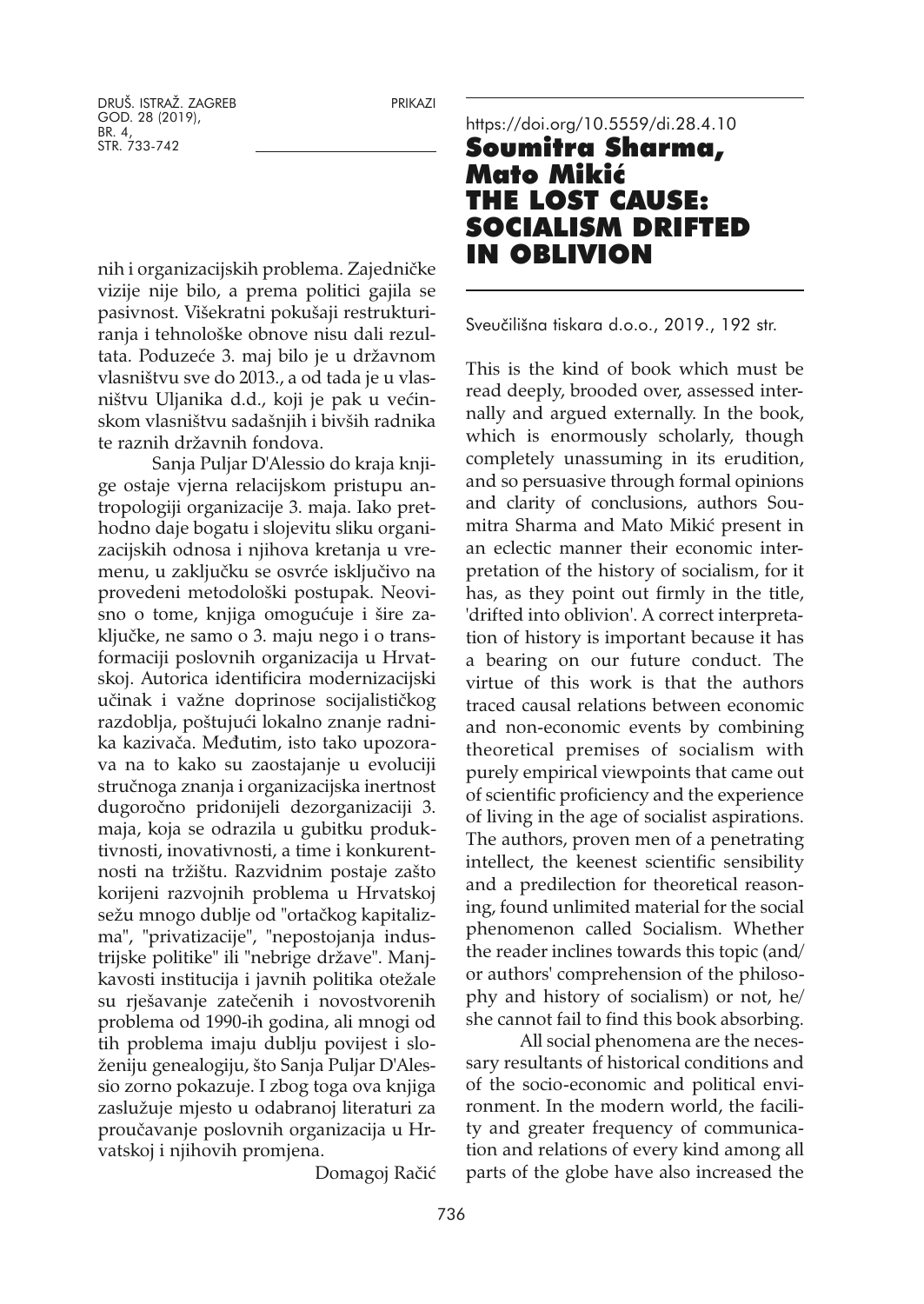nih i organizacijskih problema. Zajedničke vizije nije bilo, a prema politici gajila se pasivnost. Višekratni pokušaji restrukturiranja i tehnološke obnove nisu dali rezultata. Poduzeće 3. maj bilo je u državnom vlasništvu sve do 2013., a od tada je u vlasništvu Uljanika d.d., koji je pak u većinskom vlasništvu sadašnjih i bivših radnika te raznih državnih fondova.

Sanja Puljar D'Alessio do kraja knjige ostaje vjerna relacijskom pristupu antropologiji organizacije 3. maja. Iako prethodno daje bogatu i slojevitu sliku organizacijskih odnosa i njihova kretanja u vremenu, u zaključku se osvrće isključivo na provedeni metodološki postupak. Neovisno o tome, knjiga omogućuje i šire zaključke, ne samo o 3. maju nego i o transformaciji poslovnih organizacija u Hrvatskoj. Autorica identificira modernizacijski učinak i važne doprinose socijalističkog razdoblja, poštujući lokalno znanje radnika kazivača. Međutim, isto tako upozorava na to kako su zaostajanje u evoluciji stručnoga znanja i organizacijska inertnost dugoročno pridonijeli dezorganizaciji 3. maja, koja se odrazila u gubitku produktivnosti, inovativnosti, a time i konkurentnosti na tržištu. Razvidnim postaje zašto korijeni razvojnih problema u Hrvatskoj sežu mnogo dublje od "ortačkog kapitalizma", "privatizacije", "nepostojanja industrijske politike" ili "nebrige države". Manjkavosti institucija i javnih politika otežale su rješavanje zatečenih i novostvorenih problema od 1990-ih godina, ali mnogi od tih problema imaju dublju povijest i složeniju genealogiju, što Sanja Puljar D'Alessio zorno pokazuje. I zbog toga ova knjiga zaslužuje mjesto u odabranoj literaturi za proučavanje poslovnih organizacija u Hrvatskoj i njihovih promjena.

Domagoj Račić

https://doi.org/10.5559/di.28.4.10

# Soumitra Sharma, Mato Mikić
# THE LOST CAUSE: SOCIALISM DRIFTED IN OBLIVION

Sveučilišna tiskara d.o.o., 2019., 192 str.

This is the kind of book which must be read deeply, brooded over, assessed internally and argued externally. In the book, which is enormously scholarly, though completely unassuming in its erudition, and so persuasive through formal opinions and clarity of conclusions, authors Soumitra Sharma and Mato Mikić present in an eclectic manner their economic interpretation of the history of socialism, for it has, as they point out firmly in the title, 'drifted into oblivion'. A correct interpretation of history is important because it has a bearing on our future conduct. The virtue of this work is that the authors traced causal relations between economic and non-economic events by combining theoretical premises of socialism with purely empirical viewpoints that came out of scientific proficiency and the experience of living in the age of socialist aspirations. The authors, proven men of a penetrating intellect, the keenest scientific sensibility and a predilection for theoretical reasoning, found unlimited material for the social phenomenon called Socialism. Whether the reader inclines towards this topic (and/or authors' comprehension of the philosophy and history of socialism) or not, he/she cannot fail to find this book absorbing.

All social phenomena are the necessary resultants of historical conditions and of the socio-economic and political environment. In the modern world, the facility and greater frequency of communication and relations of every kind among all parts of the globe have also increased the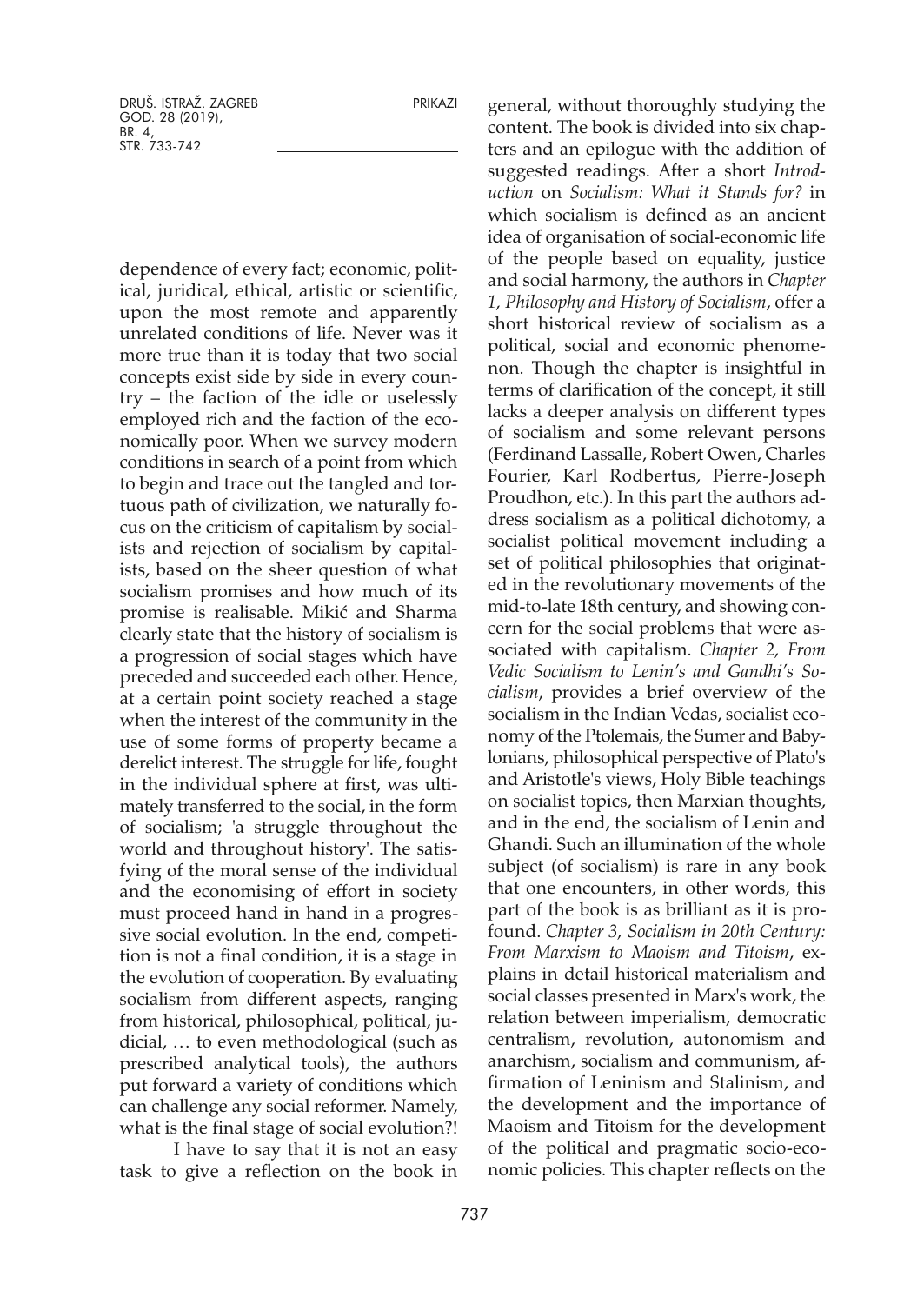dependence of every fact; economic, political, juridical, ethical, artistic or scientific, upon the most remote and apparently unrelated conditions of life. Never was it more true than it is today that two social concepts exist side by side in every country – the faction of the idle or uselessly employed rich and the faction of the economically poor. When we survey modern conditions in search of a point from which to begin and trace out the tangled and tortuous path of civilization, we naturally focus on the criticism of capitalism by socialists and rejection of socialism by capitalists, based on the sheer question of what socialism promises and how much of its promise is realisable. Mikić and Sharma clearly state that the history of socialism is a progression of social stages which have preceded and succeeded each other. Hence, at a certain point society reached a stage when the interest of the community in the use of some forms of property became a derelict interest. The struggle for life, fought in the individual sphere at first, was ultimately transferred to the social, in the form of socialism; 'a struggle throughout the world and throughout history'. The satisfying of the moral sense of the individual and the economising of effort in society must proceed hand in hand in a progressive social evolution. In the end, competition is not a final condition, it is a stage in the evolution of cooperation. By evaluating socialism from different aspects, ranging from historical, philosophical, political, judicial, … to even methodological (such as prescribed analytical tools), the authors put forward a variety of conditions which can challenge any social reformer. Namely, what is the final stage of social evolution?!

I have to say that it is not an easy task to give a reflection on the book in general, without thoroughly studying the content. The book is divided into six chapters and an epilogue with the addition of suggested readings. After a short *Introduction* on *Socialism: What it Stands for?* in which socialism is defined as an ancient idea of organisation of social-economic life of the people based on equality, justice and social harmony, the authors in *Chapter 1, Philosophy and History of Socialism*, offer a short historical review of socialism as a political, social and economic phenomenon. Though the chapter is insightful in terms of clarification of the concept, it still lacks a deeper analysis on different types of socialism and some relevant persons (Ferdinand Lassalle, Robert Owen, Charles Fourier, Karl Rodbertus, Pierre-Joseph Proudhon, etc.). In this part the authors address socialism as a political dichotomy, a socialist political movement including a set of political philosophies that originated in the revolutionary movements of the mid-to-late 18th century, and showing concern for the social problems that were associated with capitalism. *Chapter 2, From Vedic Socialism to Lenin's and Gandhi's Socialism*, provides a brief overview of the socialism in the Indian Vedas, socialist economy of the Ptolemais, the Sumer and Babylonians, philosophical perspective of Plato's and Aristotle's views, Holy Bible teachings on socialist topics, then Marxian thoughts, and in the end, the socialism of Lenin and Ghandi. Such an illumination of the whole subject (of socialism) is rare in any book that one encounters, in other words, this part of the book is as brilliant as it is profound. *Chapter 3, Socialism in 20th Century: From Marxism to Maoism and Titoism*, explains in detail historical materialism and social classes presented in Marx's work, the relation between imperialism, democratic centralism, revolution, autonomism and anarchism, socialism and communism, affirmation of Leninism and Stalinism, and the development and the importance of Maoism and Titoism for the development of the political and pragmatic socio-economic policies. This chapter reflects on the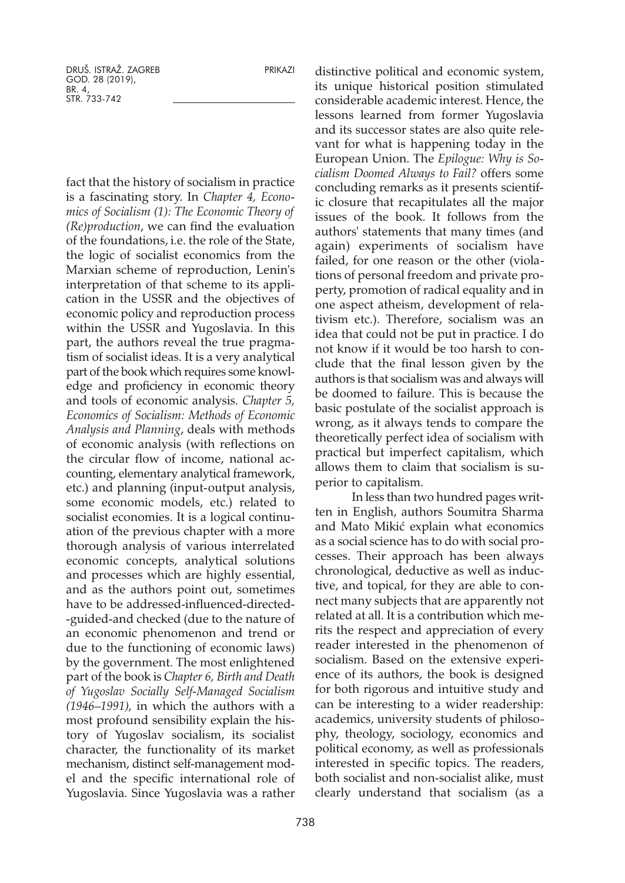fact that the history of socialism in practice is a fascinating story. In *Chapter 4, Economics of Socialism (1): The Economic Theory of (Re)production*, we can find the evaluation of the foundations, i.e. the role of the State, the logic of socialist economics from the Marxian scheme of reproduction, Lenin's interpretation of that scheme to its application in the USSR and the objectives of economic policy and reproduction process within the USSR and Yugoslavia. In this part, the authors reveal the true pragmatism of socialist ideas. It is a very analytical part of the book which requires some knowledge and proficiency in economic theory and tools of economic analysis. *Chapter 5, Economics of Socialism: Methods of Economic Analysis and Planning*, deals with methods of economic analysis (with reflections on the circular flow of income, national accounting, elementary analytical framework, etc.) and planning (input-output analysis, some economic models, etc.) related to socialist economies. It is a logical continuation of the previous chapter with a more thorough analysis of various interrelated economic concepts, analytical solutions and processes which are highly essential, and as the authors point out, sometimes have to be addressed-influenced-directed--guided-and checked (due to the nature of an economic phenomenon and trend or due to the functioning of economic laws) by the government. The most enlightened part of the book is *Chapter 6, Birth and Death of Yugoslav Socially Self-Managed Socialism (1946–1991)*, in which the authors with a most profound sensibility explain the history of Yugoslav socialism, its socialist character, the functionality of its market mechanism, distinct self-management model and the specific international role of Yugoslavia. Since Yugoslavia was a rather distinctive political and economic system, its unique historical position stimulated considerable academic interest. Hence, the lessons learned from former Yugoslavia and its successor states are also quite relevant for what is happening today in the European Union. The *Epilogue: Why is Socialism Doomed Always to Fail?* offers some concluding remarks as it presents scientific closure that recapitulates all the major issues of the book. It follows from the authors' statements that many times (and again) experiments of socialism have failed, for one reason or the other (violations of personal freedom and private property, promotion of radical equality and in one aspect atheism, development of relativism etc.). Therefore, socialism was an idea that could not be put in practice. I do not know if it would be too harsh to conclude that the final lesson given by the authors is that socialism was and always will be doomed to failure. This is because the basic postulate of the socialist approach is wrong, as it always tends to compare the theoretically perfect idea of socialism with practical but imperfect capitalism, which allows them to claim that socialism is superior to capitalism.

In less than two hundred pages written in English, authors Soumitra Sharma and Mato Mikić explain what economics as a social science has to do with social processes. Their approach has been always chronological, deductive as well as inductive, and topical, for they are able to connect many subjects that are apparently not related at all. It is a contribution which merits the respect and appreciation of every reader interested in the phenomenon of socialism. Based on the extensive experience of its authors, the book is designed for both rigorous and intuitive study and can be interesting to a wider readership: academics, university students of philosophy, theology, sociology, economics and political economy, as well as professionals interested in specific topics. The readers, both socialist and non-socialist alike, must clearly understand that socialism (as a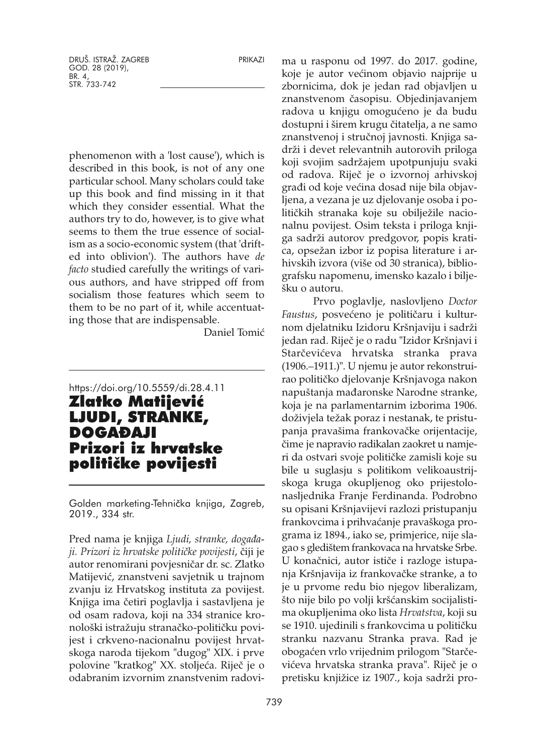phenomenon with a 'lost cause'), which is described in this book, is not of any one particular school. Many scholars could take up this book and find missing in it that which they consider essential. What the authors try to do, however, is to give what seems to them the true essence of socialism as a socio-economic system (that 'drifted into oblivion'). The authors have *de facto* studied carefully the writings of various authors, and have stripped off from socialism those features which seem to them to be no part of it, while accentuating those that are indispensable.

Daniel Tomić

https://doi.org/10.5559/di.28.4.11

## Zlatko Matijević
## LJUDI, STRANKE, DOGAĐAJI
## Prizori iz hrvatske političke povijesti

Golden marketing-Tehnička knjiga, Zagreb, 2019., 334 str.

Pred nama je knjiga *Ljudi, stranke, događaji. Prizori iz hrvatske političke povijesti*, čiji je autor renomirani povjesničar dr. sc. Zlatko Matijević, znanstveni savjetnik u trajnom zvanju iz Hrvatskog instituta za povijest. Knjiga ima četiri poglavlja i sastavljena je od osam radova, koji na 334 stranice kronološki istražuju stranačko-političku povijest i crkveno-nacionalnu povijest hrvatskoga naroda tijekom "dugog" XIX. i prve polovine "kratkog" XX. stoljeća. Riječ je o odabranim izvornim znanstvenim radovima u rasponu od 1997. do 2017. godine, koje je autor većinom objavio najprije u zbornicima, dok je jedan rad objavljen u znanstvenom časopisu. Objedinjavanjem radova u knjigu omogućeno je da budu dostupni i širem krugu čitatelja, a ne samo znanstvenoj i stručnoj javnosti. Knjiga sadrži i devet relevantnih autorovih priloga koji svojim sadržajem upotpunjuju svaki od radova. Riječ je o izvornoj arhivskoj građi od koje većina dosad nije bila objavljena, a vezana je uz djelovanje osoba i političkih stranaka koje su obilježile nacionalnu povijest. Osim teksta i priloga knjiga sadrži autorov predgovor, popis kratica, opsežan izbor iz popisa literature i arhivskih izvora (više od 30 stranica), bibliografsku napomenu, imensko kazalo i bilješku o autoru.

Prvo poglavlje, naslovljeno *Doctor Faustus*, posvećeno je političaru i kulturnom djelatniku Izidoru Kršnjaviju i sadrži jedan rad. Riječ je o radu "Izidor Kršnjavi i Starčevićeva hrvatska stranka prava (1906.–1911.)". U njemu je autor rekonstruirao političko djelovanje Kršnjavoga nakon napuštanja mađaronske Narodne stranke, koja je na parlamentarnim izborima 1906. doživjela težak poraz i nestanak, te pristupanja pravašima frankovačke orijentacije, čime je napravio radikalan zaokret u namjeri da ostvari svoje političke zamisli koje su bile u suglasju s politikom velikoaustrijskoga kruga okupljenog oko prijestolonasljednika Franje Ferdinanda. Podrobno su opisani Kršnjavijevi razlozi pristupanju frankovcima i prihvaćanje pravaškoga programa iz 1894., iako se, primjerice, nije slagao s gledištem frankovaca na hrvatske Srbe. U konačnici, autor ističe i razloge istupanja Kršnjavija iz frankovačke stranke, a to je u prvome redu bio njegov liberalizam, što nije bilo po volji kršćanskim socijalistima okupljenima oko lista *Hrvatstva*, koji su se 1910. ujedinili s frankovcima u političku stranku nazvanu Stranka prava. Rad je obogaćen vrlo vrijednim prilogom "Starčevićeva hrvatska stranka prava". Riječ je o pretisku knjižice iz 1907., koja sadrži pro-